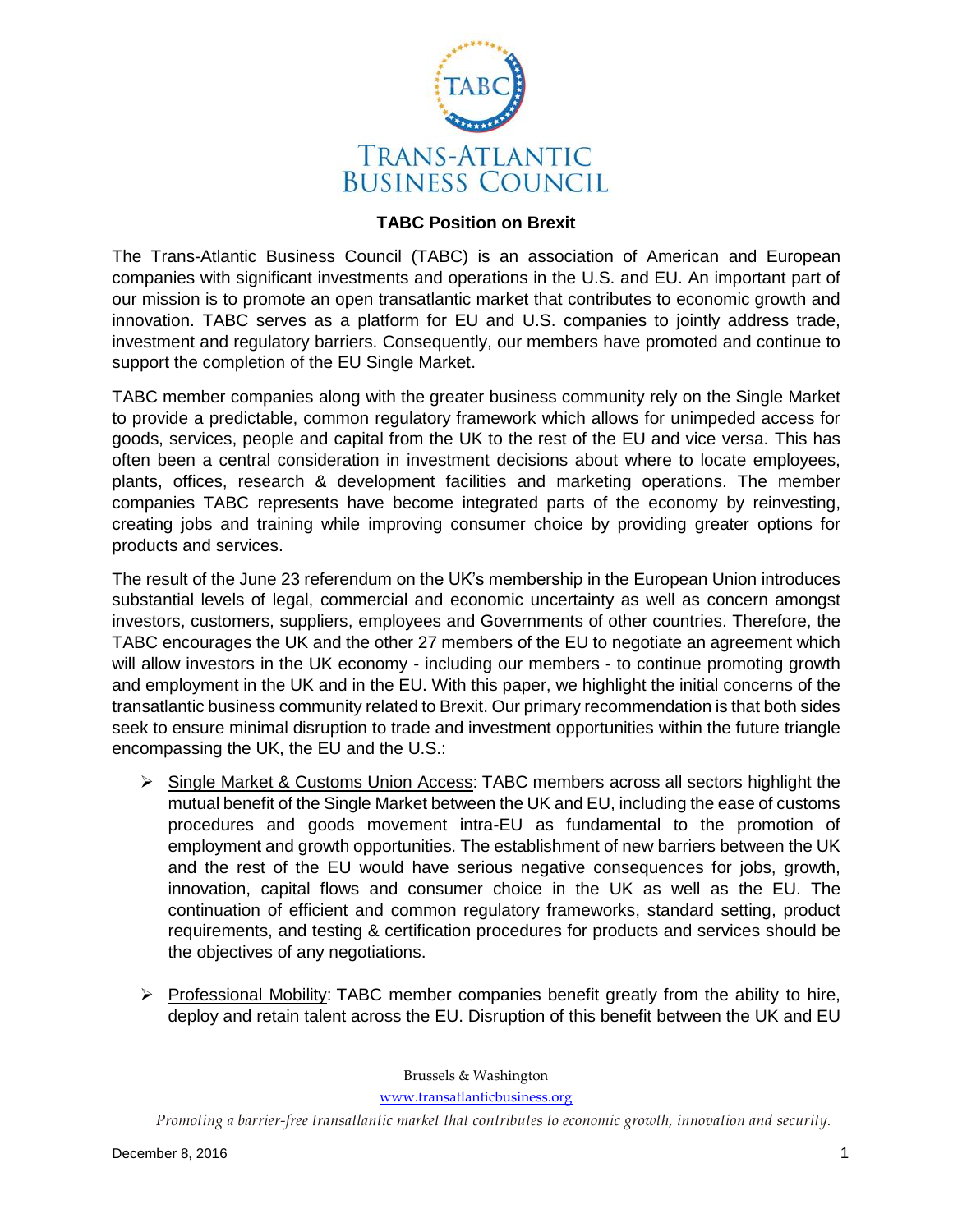# TRANS-ATLANTIC BUSINESS COUNCIL

## TABC Position on Brexit

The Trans-Atlantic Business Council (TABC) is an association of American and European companies with significant investments and operations in the U.S. and EU. An important part of our mission is to promote an open transatlantic market that contributes to economic growth and innovation. TABC serves as a platform for EU and U.S. companies to jointly address trade, investment and regulatory barriers. Consequently, our members have promoted and continue to support the completion of the EU Single Market.

TABC member companies along with the greater business community rely on the Single Market to provide a predictable, common regulatory framework which allows for unimpeded access for goods, services, people and capital from the UK to the rest of the EU and vice versa. This has often been a central consideration in investment decisions about where to locate employees, plants, offices, research & development facilities and marketing operations. The member companies TABC represents have become integrated parts of the economy by reinvesting, creating jobs and training while improving consumer choice by providing greater options for products and services.

The result of the June 23 referendum on the UK's membership in the European Union introduces substantial levels of legal, commercial and economic uncertainty as well as concern amongst investors, customers, suppliers, employees and Governments of other countries. Therefore, the TABC encourages the UK and the other 27 members of the EU to negotiate an agreement which will allow investors in the UK economy - including our members - to continue promoting growth and employment in the UK and in the EU. With this paper, we highlight the initial concerns of the transatlantic business community related to Brexit. Our primary recommendation is that both sides seek to ensure minimal disruption to trade and investment opportunities within the future triangle encompassing the UK, the EU and the U.S.:

- Single Market & Customs Union Access: TABC members across all sectors highlight the mutual benefit of the Single Market between the UK and EU, including the ease of customs procedures and goods movement intra-EU as fundamental to the promotion of employment and growth opportunities. The establishment of new barriers between the UK and the rest of the EU would have serious negative consequences for jobs, growth, innovation, capital flows and consumer choice in the UK as well as the EU. The continuation of efficient and common regulatory frameworks, standard setting, product requirements, and testing & certification procedures for products and services should be the objectives of any negotiations.

- Professional Mobility: TABC member companies benefit greatly from the ability to hire, deploy and retain talent across the EU. Disruption of this benefit between the UK and EU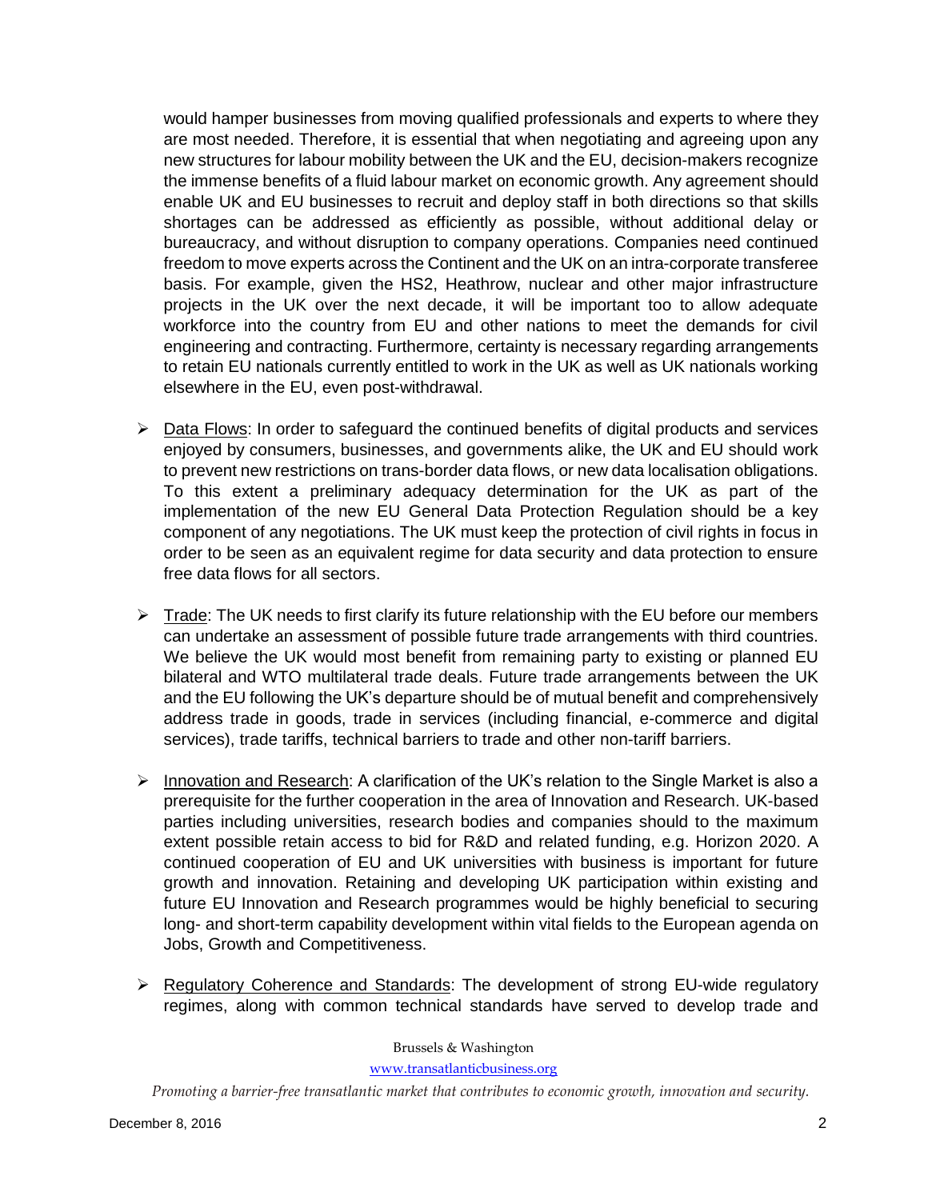would hamper businesses from moving qualified professionals and experts to where they are most needed. Therefore, it is essential that when negotiating and agreeing upon any new structures for labour mobility between the UK and the EU, decision-makers recognize the immense benefits of a fluid labour market on economic growth. Any agreement should enable UK and EU businesses to recruit and deploy staff in both directions so that skills shortages can be addressed as efficiently as possible, without additional delay or bureaucracy, and without disruption to company operations. Companies need continued freedom to move experts across the Continent and the UK on an intra-corporate transferee basis. For example, given the HS2, Heathrow, nuclear and other major infrastructure projects in the UK over the next decade, it will be important too to allow adequate workforce into the country from EU and other nations to meet the demands for civil engineering and contracting. Furthermore, certainty is necessary regarding arrangements to retain EU nationals currently entitled to work in the UK as well as UK nationals working elsewhere in the EU, even post-withdrawal.

- Data Flows: In order to safeguard the continued benefits of digital products and services enjoyed by consumers, businesses, and governments alike, the UK and EU should work to prevent new restrictions on trans-border data flows, or new data localisation obligations. To this extent a preliminary adequacy determination for the UK as part of the implementation of the new EU General Data Protection Regulation should be a key component of any negotiations. The UK must keep the protection of civil rights in focus in order to be seen as an equivalent regime for data security and data protection to ensure free data flows for all sectors.

- Trade: The UK needs to first clarify its future relationship with the EU before our members can undertake an assessment of possible future trade arrangements with third countries. We believe the UK would most benefit from remaining party to existing or planned EU bilateral and WTO multilateral trade deals. Future trade arrangements between the UK and the EU following the UK's departure should be of mutual benefit and comprehensively address trade in goods, trade in services (including financial, e-commerce and digital services), trade tariffs, technical barriers to trade and other non-tariff barriers.

- Innovation and Research: A clarification of the UK's relation to the Single Market is also a prerequisite for the further cooperation in the area of Innovation and Research. UK-based parties including universities, research bodies and companies should to the maximum extent possible retain access to bid for R&D and related funding, e.g. Horizon 2020. A continued cooperation of EU and UK universities with business is important for future growth and innovation. Retaining and developing UK participation within existing and future EU Innovation and Research programmes would be highly beneficial to securing long- and short-term capability development within vital fields to the European agenda on Jobs, Growth and Competitiveness.

- Regulatory Coherence and Standards: The development of strong EU-wide regulatory regimes, along with common technical standards have served to develop trade and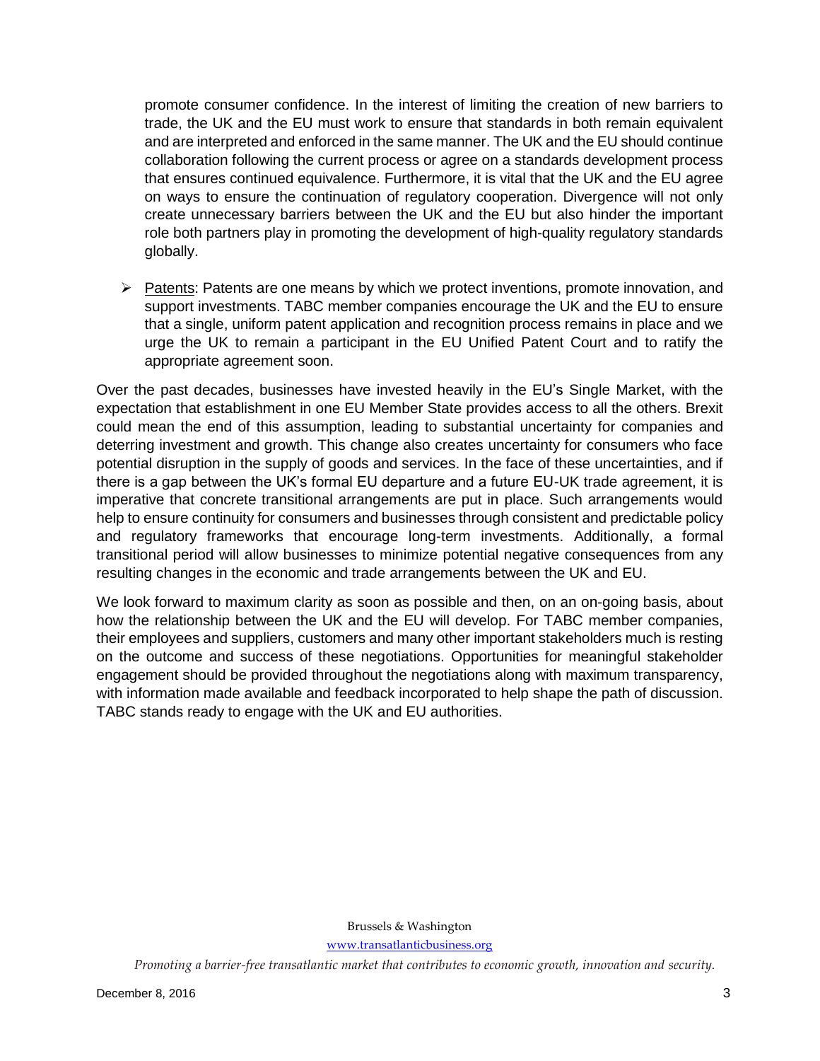promote consumer confidence. In the interest of limiting the creation of new barriers to trade, the UK and the EU must work to ensure that standards in both remain equivalent and are interpreted and enforced in the same manner. The UK and the EU should continue collaboration following the current process or agree on a standards development process that ensures continued equivalence. Furthermore, it is vital that the UK and the EU agree on ways to ensure the continuation of regulatory cooperation. Divergence will not only create unnecessary barriers between the UK and the EU but also hinder the important role both partners play in promoting the development of high-quality regulatory standards globally.

- Patents: Patents are one means by which we protect inventions, promote innovation, and support investments. TABC member companies encourage the UK and the EU to ensure that a single, uniform patent application and recognition process remains in place and we urge the UK to remain a participant in the EU Unified Patent Court and to ratify the appropriate agreement soon.

Over the past decades, businesses have invested heavily in the EU's Single Market, with the expectation that establishment in one EU Member State provides access to all the others. Brexit could mean the end of this assumption, leading to substantial uncertainty for companies and deterring investment and growth. This change also creates uncertainty for consumers who face potential disruption in the supply of goods and services. In the face of these uncertainties, and if there is a gap between the UK's formal EU departure and a future EU-UK trade agreement, it is imperative that concrete transitional arrangements are put in place. Such arrangements would help to ensure continuity for consumers and businesses through consistent and predictable policy and regulatory frameworks that encourage long-term investments. Additionally, a formal transitional period will allow businesses to minimize potential negative consequences from any resulting changes in the economic and trade arrangements between the UK and EU.

We look forward to maximum clarity as soon as possible and then, on an on-going basis, about how the relationship between the UK and the EU will develop. For TABC member companies, their employees and suppliers, customers and many other important stakeholders much is resting on the outcome and success of these negotiations. Opportunities for meaningful stakeholder engagement should be provided throughout the negotiations along with maximum transparency, with information made available and feedback incorporated to help shape the path of discussion. TABC stands ready to engage with the UK and EU authorities.